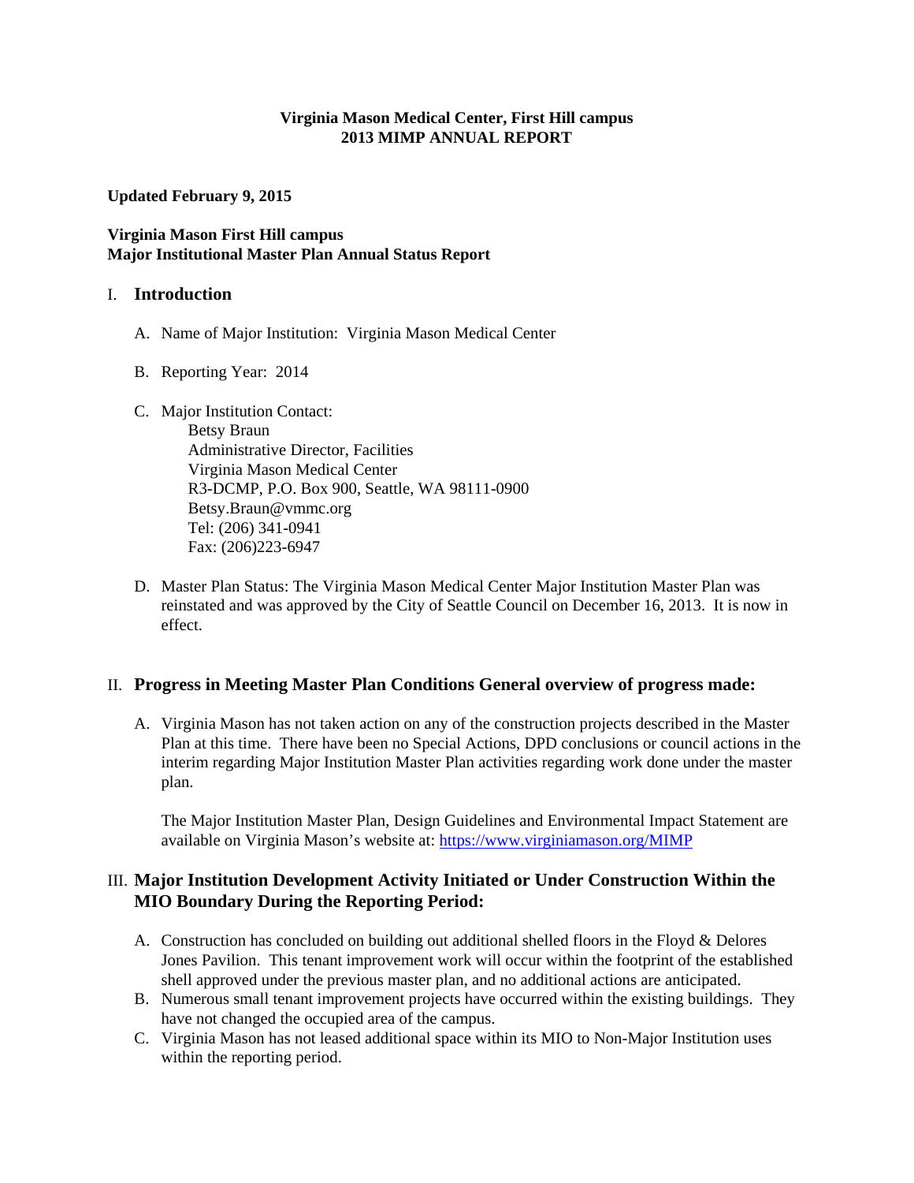**Virginia Mason Medical Center, First Hill campus**
**2013 MIMP ANNUAL REPORT**

**Updated February 9, 2015**

**Virginia Mason First Hill campus**
**Major Institutional Master Plan Annual Status Report**

## I. Introduction

A. Name of Major Institution: Virginia Mason Medical Center

B. Reporting Year: 2014

C. Major Institution Contact:
   Betsy Braun
   Administrative Director, Facilities
   Virginia Mason Medical Center
   R3-DCMP, P.O. Box 900, Seattle, WA 98111-0900
   Betsy.Braun@vmmc.org
   Tel: (206) 341-0941
   Fax: (206)223-6947

D. Master Plan Status: The Virginia Mason Medical Center Major Institution Master Plan was reinstated and was approved by the City of Seattle Council on December 16, 2013. It is now in effect.

## II. Progress in Meeting Master Plan Conditions General overview of progress made:

A. Virginia Mason has not taken action on any of the construction projects described in the Master Plan at this time. There have been no Special Actions, DPD conclusions or council actions in the interim regarding Major Institution Master Plan activities regarding work done under the master plan.

   The Major Institution Master Plan, Design Guidelines and Environmental Impact Statement are available on Virginia Mason's website at: https://www.virginiamason.org/MIMP

## III. Major Institution Development Activity Initiated or Under Construction Within the MIO Boundary During the Reporting Period:

A. Construction has concluded on building out additional shelled floors in the Floyd & Delores Jones Pavilion. This tenant improvement work will occur within the footprint of the established shell approved under the previous master plan, and no additional actions are anticipated.
B. Numerous small tenant improvement projects have occurred within the existing buildings. They have not changed the occupied area of the campus.
C. Virginia Mason has not leased additional space within its MIO to Non-Major Institution uses within the reporting period.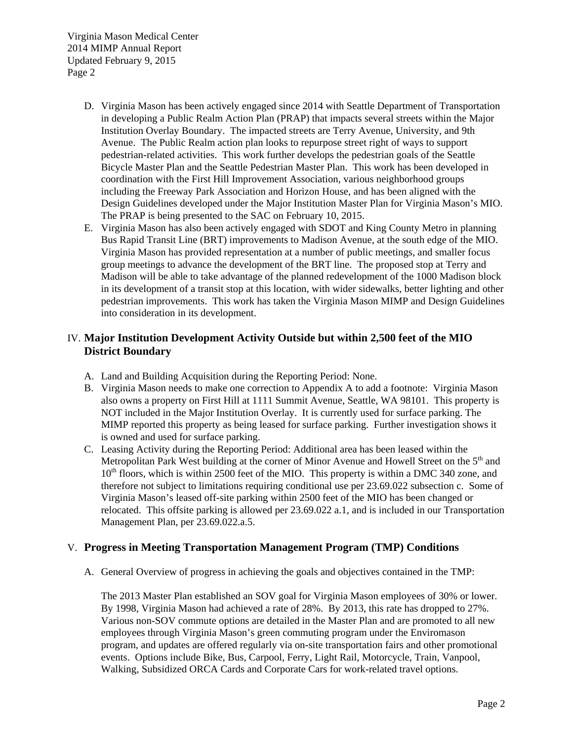D. Virginia Mason has been actively engaged since 2014 with Seattle Department of Transportation in developing a Public Realm Action Plan (PRAP) that impacts several streets within the Major Institution Overlay Boundary. The impacted streets are Terry Avenue, University, and 9th Avenue. The Public Realm action plan looks to repurpose street right of ways to support pedestrian-related activities. This work further develops the pedestrian goals of the Seattle Bicycle Master Plan and the Seattle Pedestrian Master Plan. This work has been developed in coordination with the First Hill Improvement Association, various neighborhood groups including the Freeway Park Association and Horizon House, and has been aligned with the Design Guidelines developed under the Major Institution Master Plan for Virginia Mason's MIO. The PRAP is being presented to the SAC on February 10, 2015.

E. Virginia Mason has also been actively engaged with SDOT and King County Metro in planning Bus Rapid Transit Line (BRT) improvements to Madison Avenue, at the south edge of the MIO. Virginia Mason has provided representation at a number of public meetings, and smaller focus group meetings to advance the development of the BRT line. The proposed stop at Terry and Madison will be able to take advantage of the planned redevelopment of the 1000 Madison block in its development of a transit stop at this location, with wider sidewalks, better lighting and other pedestrian improvements. This work has taken the Virginia Mason MIMP and Design Guidelines into consideration in its development.

## IV. Major Institution Development Activity Outside but within 2,500 feet of the MIO District Boundary

A. Land and Building Acquisition during the Reporting Period: None.

B. Virginia Mason needs to make one correction to Appendix A to add a footnote: Virginia Mason also owns a property on First Hill at 1111 Summit Avenue, Seattle, WA 98101. This property is NOT included in the Major Institution Overlay. It is currently used for surface parking. The MIMP reported this property as being leased for surface parking. Further investigation shows it is owned and used for surface parking.

C. Leasing Activity during the Reporting Period: Additional area has been leased within the Metropolitan Park West building at the corner of Minor Avenue and Howell Street on the 5th and 10th floors, which is within 2500 feet of the MIO. This property is within a DMC 340 zone, and therefore not subject to limitations requiring conditional use per 23.69.022 subsection c. Some of Virginia Mason's leased off-site parking within 2500 feet of the MIO has been changed or relocated. This offsite parking is allowed per 23.69.022 a.1, and is included in our Transportation Management Plan, per 23.69.022.a.5.

## V. Progress in Meeting Transportation Management Program (TMP) Conditions

A. General Overview of progress in achieving the goals and objectives contained in the TMP:

The 2013 Master Plan established an SOV goal for Virginia Mason employees of 30% or lower. By 1998, Virginia Mason had achieved a rate of 28%. By 2013, this rate has dropped to 27%. Various non-SOV commute options are detailed in the Master Plan and are promoted to all new employees through Virginia Mason's green commuting program under the Enviromason program, and updates are offered regularly via on-site transportation fairs and other promotional events. Options include Bike, Bus, Carpool, Ferry, Light Rail, Motorcycle, Train, Vanpool, Walking, Subsidized ORCA Cards and Corporate Cars for work-related travel options.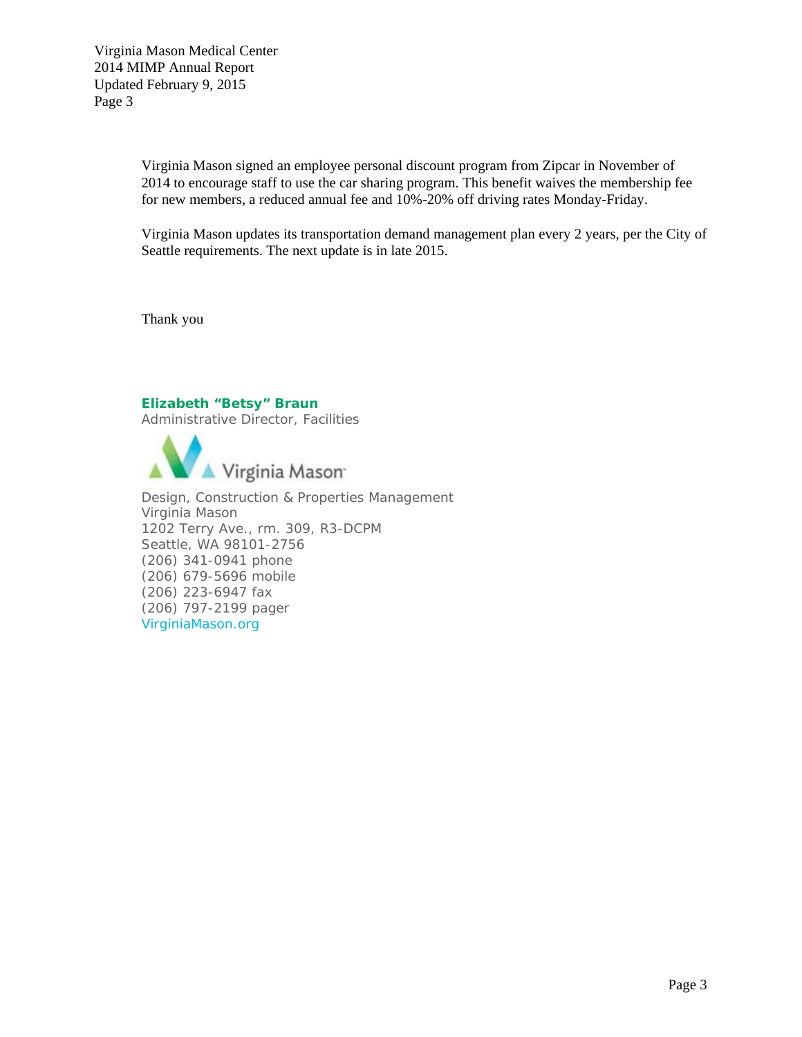Virginia Mason signed an employee personal discount program from Zipcar in November of 2014 to encourage staff to use the car sharing program. This benefit waives the membership fee for new members, a reduced annual fee and 10%-20% off driving rates Monday-Friday.

Virginia Mason updates its transportation demand management plan every 2 years, per the City of Seattle requirements. The next update is in late 2015.

Thank you

**Elizabeth "Betsy" Braun**
Administrative Director, Facilities

Virginia Mason

Design, Construction & Properties Management
Virginia Mason
1202 Terry Ave., rm. 309, R3-DCPM
Seattle, WA 98101-2756
(206) 341-0941 phone
(206) 679-5696 mobile
(206) 223-6947 fax
(206) 797-2199 pager
VirginiaMason.org